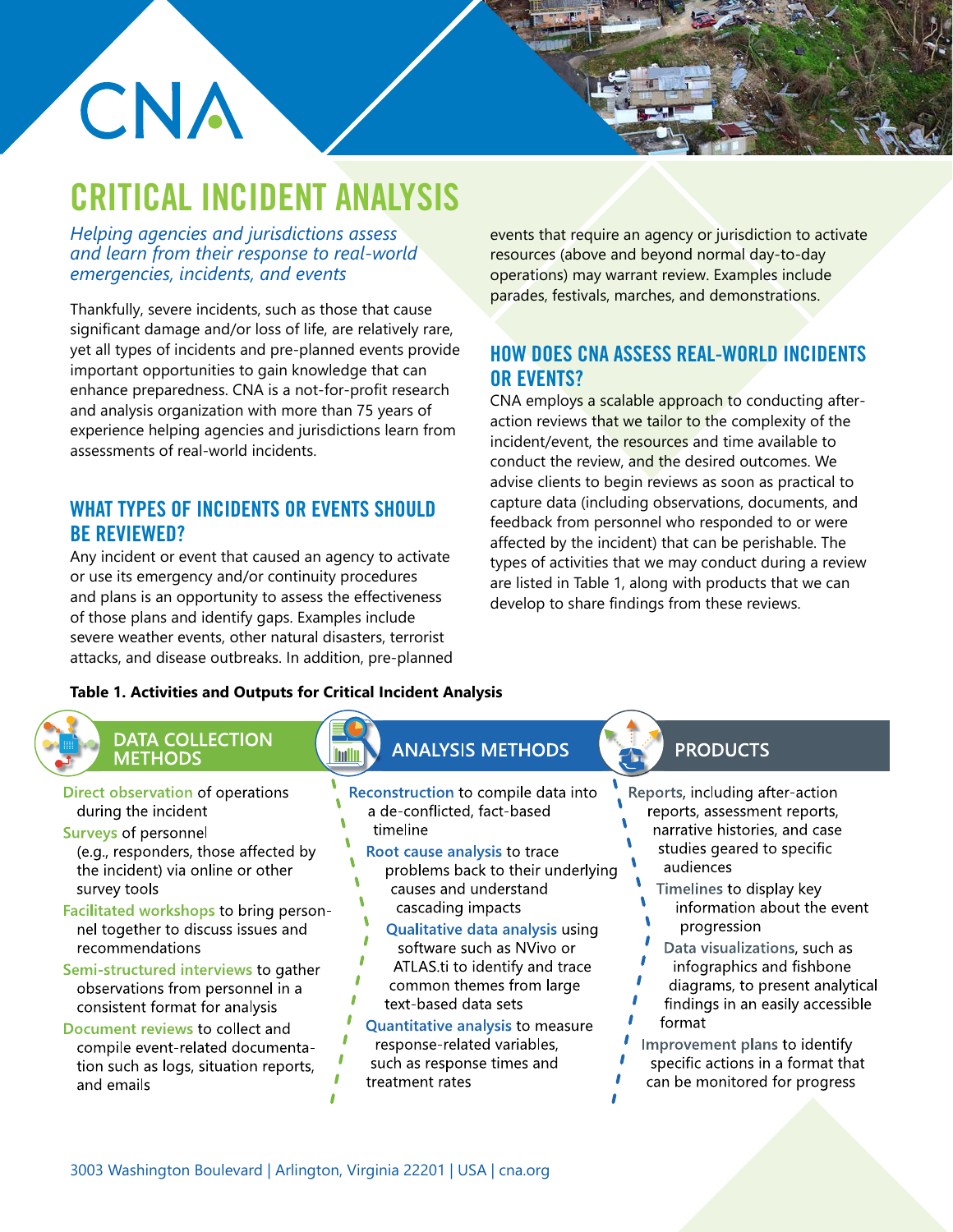CNA

# CRITICAL INCIDENT ANALYSIS

*Helping agencies and jurisdictions assess and learn from their response to real-world emergencies, incidents, and events*

Thankfully, severe incidents, such as those that cause significant damage and/or loss of life, are relatively rare, yet all types of incidents and pre-planned events provide important opportunities to gain knowledge that can enhance preparedness. CNA is a not-for-profit research and analysis organization with more than 75 years of experience helping agencies and jurisdictions learn from assessments of real-world incidents.

## WHAT TYPES OF INCIDENTS OR EVENTS SHOULD BE REVIEWED?

Any incident or event that caused an agency to activate or use its emergency and/or continuity procedures and plans is an opportunity to assess the effectiveness of those plans and identify gaps. Examples include severe weather events, other natural disasters, terrorist attacks, and disease outbreaks. In addition, pre-planned events that require an agency or jurisdiction to activate resources (above and beyond normal day-to-day operations) may warrant review. Examples include parades, festivals, marches, and demonstrations.

## HOW DOES CNA ASSESS REAL-WORLD INCIDENTS OR EVENTS?

CNA employs a scalable approach to conducting after-action reviews that we tailor to the complexity of the incident/event, the resources and time available to conduct the review, and the desired outcomes. We advise clients to begin reviews as soon as practical to capture data (including observations, documents, and feedback from personnel who responded to or were affected by the incident) that can be perishable. The types of activities that we may conduct during a review are listed in Table 1, along with products that we can develop to share findings from these reviews.

**Table 1. Activities and Outputs for Critical Incident Analysis**

| DATA COLLECTION METHODS | ANALYSIS METHODS | PRODUCTS |
|---|---|---|
| **Direct observation** of operations during the incident | **Reconstruction** to compile data into a de-conflicted, fact-based timeline | **Reports**, including after-action reports, assessment reports, narrative histories, and case studies geared to specific audiences |
| **Surveys** of personnel (e.g., responders, those affected by the incident) via online or other survey tools | **Root cause analysis** to trace problems back to their underlying causes and understand cascading impacts | **Timelines** to display key information about the event progression |
| **Facilitated workshops** to bring personnel together to discuss issues and recommendations | **Qualitative data analysis** using software such as NVivo or ATLAS.ti to identify and trace common themes from large text-based data sets | **Data visualizations**, such as infographics and fishbone diagrams, to present analytical findings in an easily accessible format |
| **Semi-structured interviews** to gather observations from personnel in a consistent format for analysis | **Quantitative analysis** to measure response-related variables, such as response times and treatment rates | **Improvement plans** to identify specific actions in a format that can be monitored for progress |
| **Document reviews** to collect and compile event-related documentation such as logs, situation reports, and emails | | |

3003 Washington Boulevard | Arlington, Virginia 22201 | USA | cna.org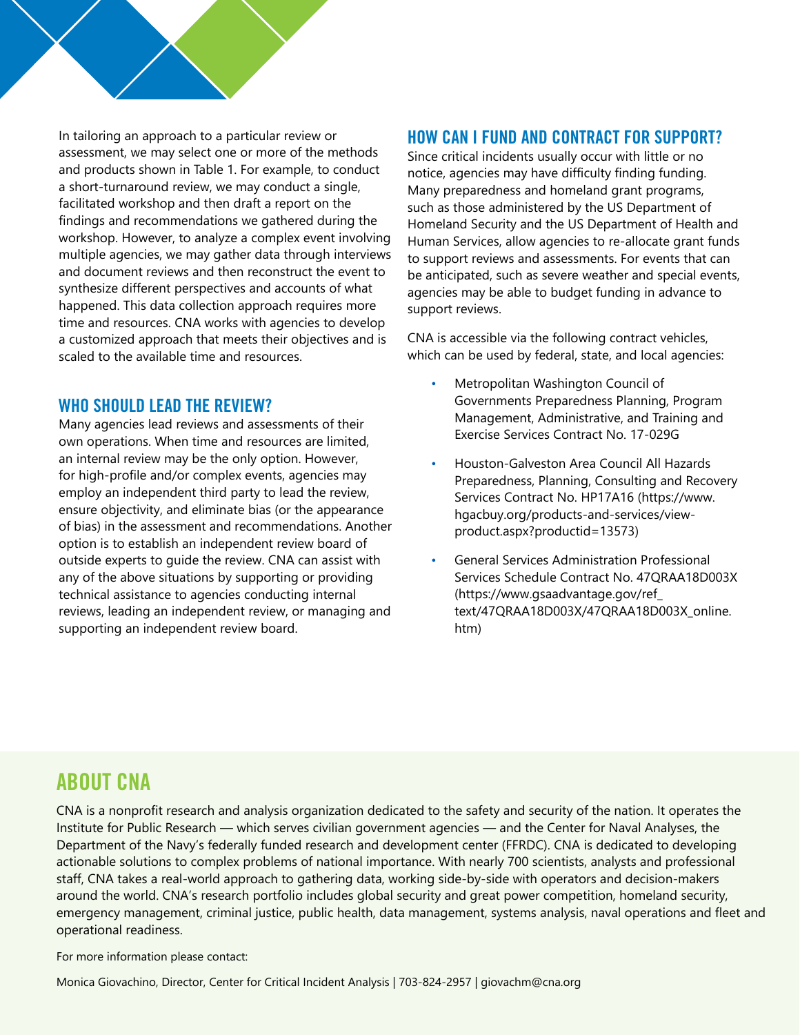In tailoring an approach to a particular review or assessment, we may select one or more of the methods and products shown in Table 1. For example, to conduct a short-turnaround review, we may conduct a single, facilitated workshop and then draft a report on the findings and recommendations we gathered during the workshop. However, to analyze a complex event involving multiple agencies, we may gather data through interviews and document reviews and then reconstruct the event to synthesize different perspectives and accounts of what happened. This data collection approach requires more time and resources. CNA works with agencies to develop a customized approach that meets their objectives and is scaled to the available time and resources.

## WHO SHOULD LEAD THE REVIEW?

Many agencies lead reviews and assessments of their own operations. When time and resources are limited, an internal review may be the only option. However, for high-profile and/or complex events, agencies may employ an independent third party to lead the review, ensure objectivity, and eliminate bias (or the appearance of bias) in the assessment and recommendations. Another option is to establish an independent review board of outside experts to guide the review. CNA can assist with any of the above situations by supporting or providing technical assistance to agencies conducting internal reviews, leading an independent review, or managing and supporting an independent review board.

## HOW CAN I FUND AND CONTRACT FOR SUPPORT?

Since critical incidents usually occur with little or no notice, agencies may have difficulty finding funding. Many preparedness and homeland grant programs, such as those administered by the US Department of Homeland Security and the US Department of Health and Human Services, allow agencies to re-allocate grant funds to support reviews and assessments. For events that can be anticipated, such as severe weather and special events, agencies may be able to budget funding in advance to support reviews.

CNA is accessible via the following contract vehicles, which can be used by federal, state, and local agencies:

- Metropolitan Washington Council of Governments Preparedness Planning, Program Management, Administrative, and Training and Exercise Services Contract No. 17-029G
- Houston-Galveston Area Council All Hazards Preparedness, Planning, Consulting and Recovery Services Contract No. HP17A16 (https://www.hgacbuy.org/products-and-services/view-product.aspx?productid=13573)
- General Services Administration Professional Services Schedule Contract No. 47QRAA18D003X (https://www.gsaadvantage.gov/ref_text/47QRAA18D003X/47QRAA18D003X_online.htm)

## ABOUT CNA

CNA is a nonprofit research and analysis organization dedicated to the safety and security of the nation. It operates the Institute for Public Research — which serves civilian government agencies — and the Center for Naval Analyses, the Department of the Navy's federally funded research and development center (FFRDC). CNA is dedicated to developing actionable solutions to complex problems of national importance. With nearly 700 scientists, analysts and professional staff, CNA takes a real-world approach to gathering data, working side-by-side with operators and decision-makers around the world. CNA's research portfolio includes global security and great power competition, homeland security, emergency management, criminal justice, public health, data management, systems analysis, naval operations and fleet and operational readiness.

For more information please contact:

Monica Giovachino, Director, Center for Critical Incident Analysis | 703-824-2957 | giovachm@cna.org